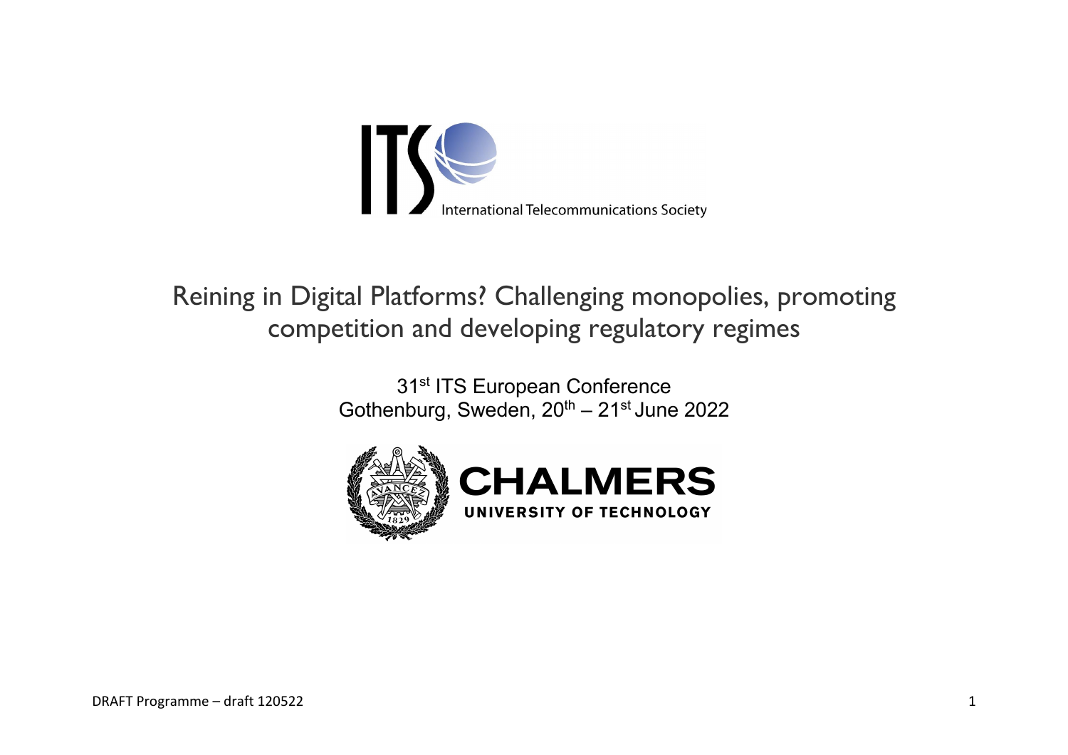International Telecommunications Society

# Reining in Digital Platforms? Challenging monopolies, promoting competition and developing regulatory regimes

31st ITS European Conference
Gothenburg, Sweden, 20th – 21st June 2022

CHALMERS
UNIVERSITY OF TECHNOLOGY

DRAFT Programme – draft 120522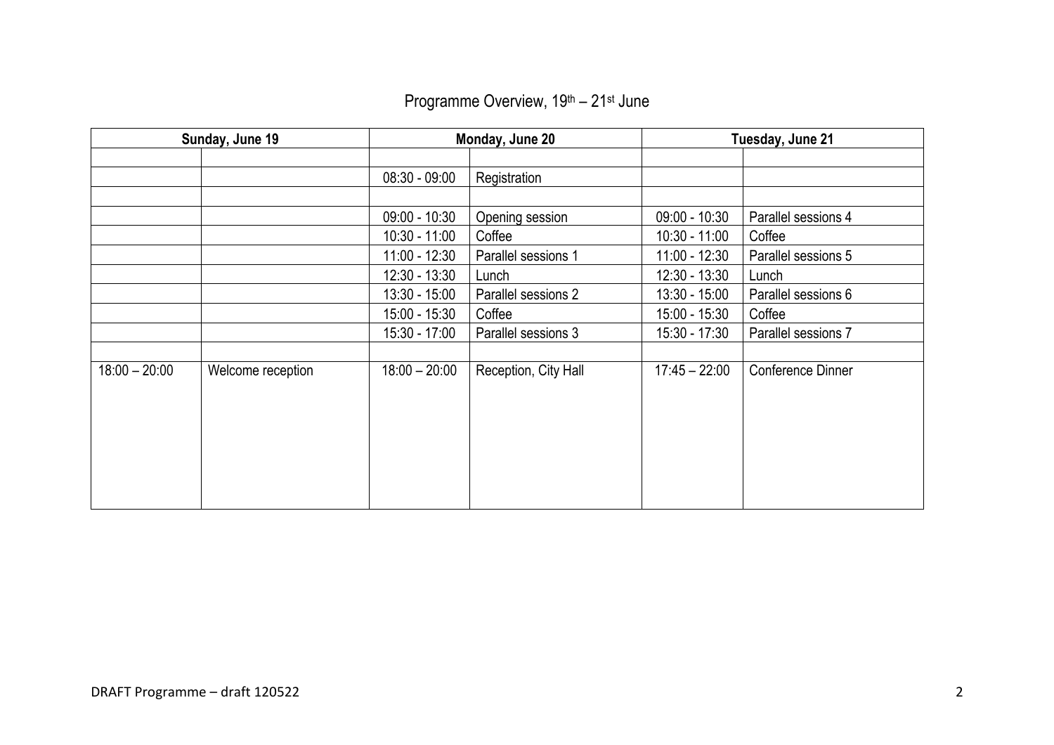Programme Overview, 19th – 21st June

| Sunday, June 19 | | Monday, June 20 | | Tuesday, June 21 | |
|---|---|---|---|---|---|
| | | | | | |
| | | 08:30 - 09:00 | Registration | | |
| | | | | | |
| | | 09:00 - 10:30 | Opening session | 09:00 - 10:30 | Parallel sessions 4 |
| | | 10:30 - 11:00 | Coffee | 10:30 - 11:00 | Coffee |
| | | 11:00 - 12:30 | Parallel sessions 1 | 11:00 - 12:30 | Parallel sessions 5 |
| | | 12:30 - 13:30 | Lunch | 12:30 - 13:30 | Lunch |
| | | 13:30 - 15:00 | Parallel sessions 2 | 13:30 - 15:00 | Parallel sessions 6 |
| | | 15:00 - 15:30 | Coffee | 15:00 - 15:30 | Coffee |
| | | 15:30 - 17:00 | Parallel sessions 3 | 15:30 - 17:30 | Parallel sessions 7 |
| | | | | | |
| 18:00 – 20:00 | Welcome reception | 18:00 – 20:00 | Reception, City Hall | 17:45 – 22:00 | Conference Dinner |

DRAFT Programme – draft 120522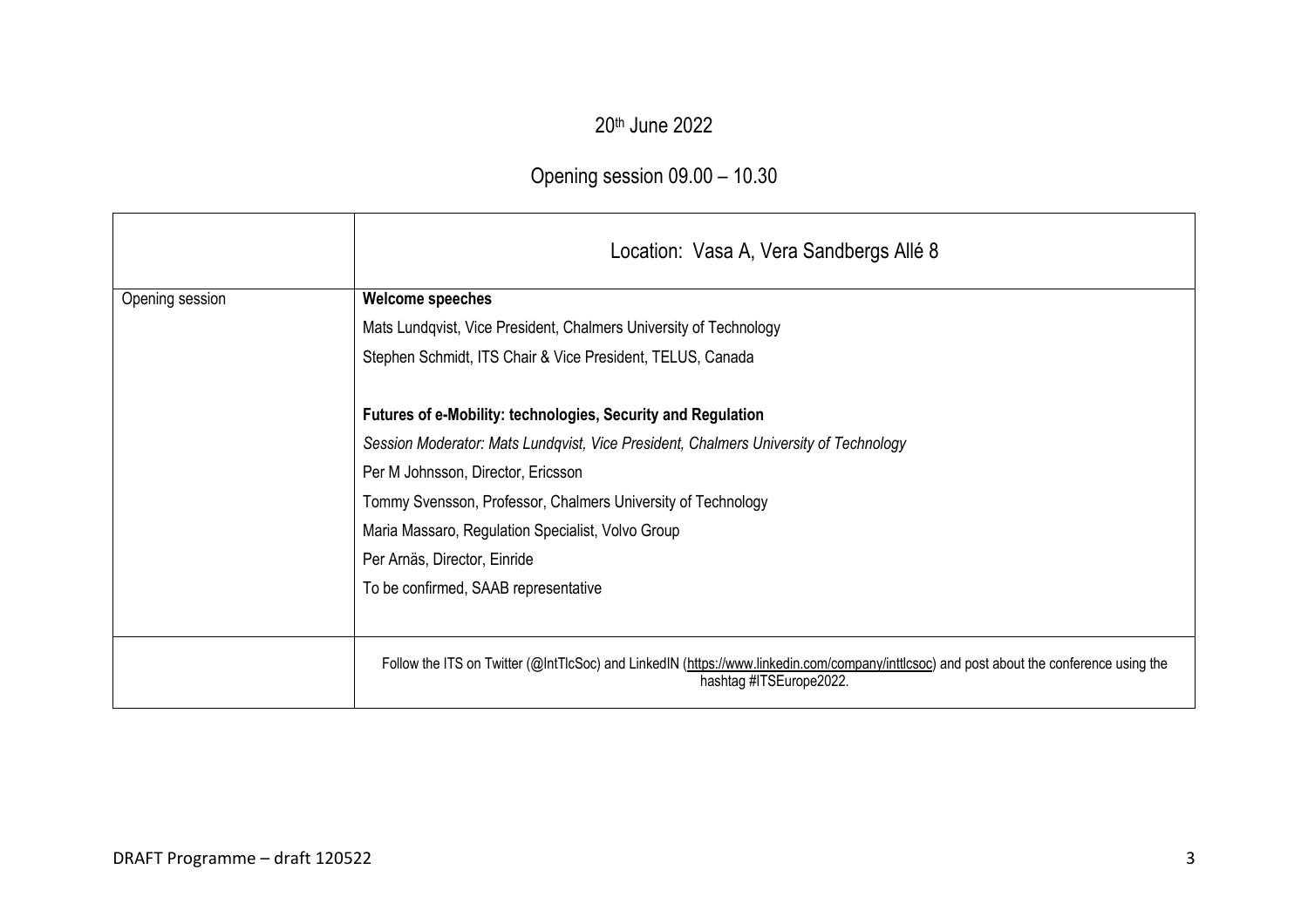20th June 2022

Opening session 09.00 – 10.30

| | Location: Vasa A, Vera Sandbergs Allé 8 |
|---|---|
| Opening session | **Welcome speeches**<br>Mats Lundqvist, Vice President, Chalmers University of Technology<br>Stephen Schmidt, ITS Chair & Vice President, TELUS, Canada<br><br>**Futures of e-Mobility: technologies, Security and Regulation**<br>*Session Moderator: Mats Lundqvist, Vice President, Chalmers University of Technology*<br>Per M Johnsson, Director, Ericsson<br>Tommy Svensson, Professor, Chalmers University of Technology<br>Maria Massaro, Regulation Specialist, Volvo Group<br>Per Arnäs, Director, Einride<br>To be confirmed, SAAB representative |
| | Follow the ITS on Twitter (@IntTlcSoc) and LinkedIN (https://www.linkedin.com/company/inttlcsoc) and post about the conference using the hashtag #ITSEurope2022. |

DRAFT Programme – draft 120522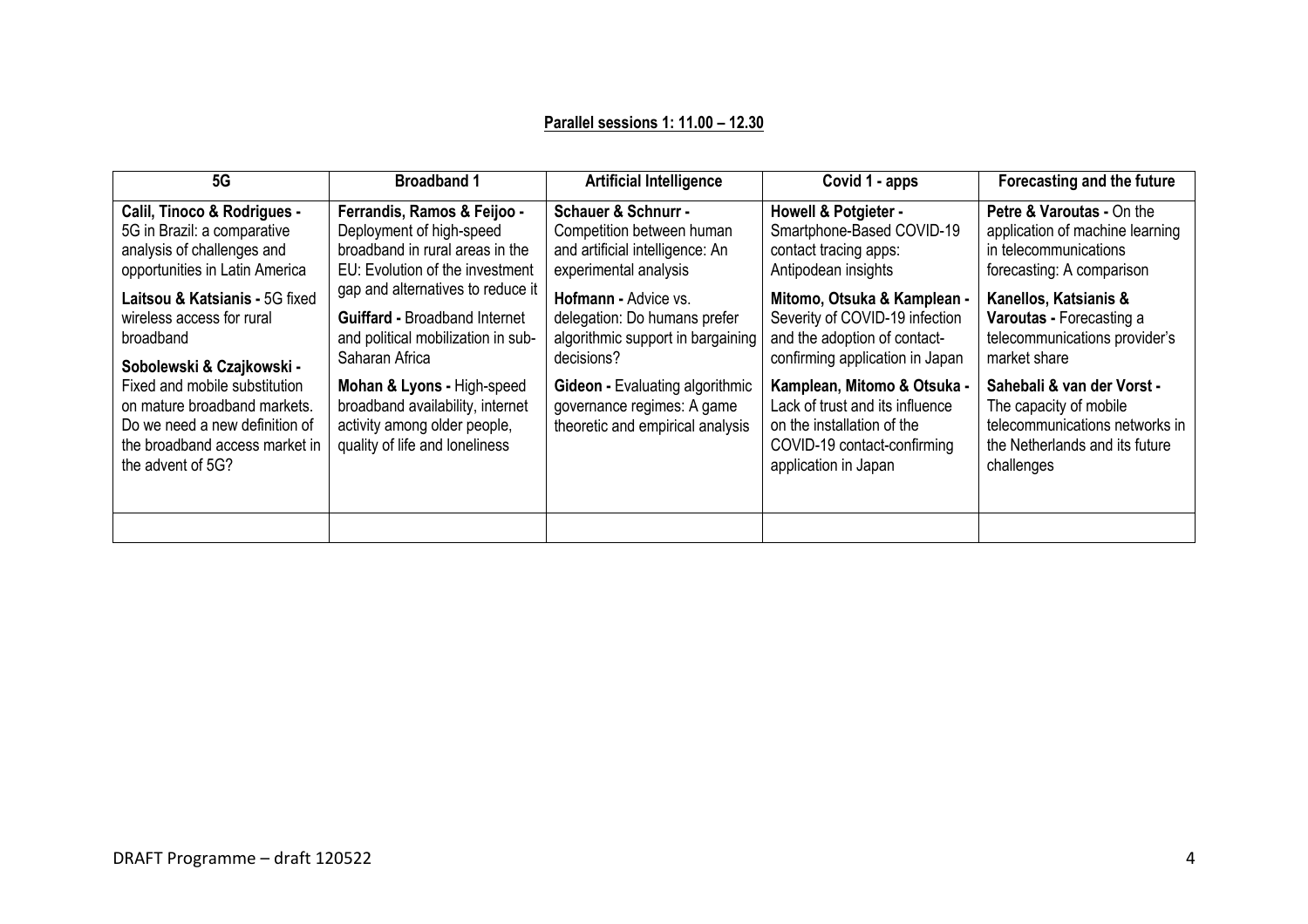**Parallel sessions 1: 11.00 – 12.30**

| 5G | Broadband 1 | Artificial Intelligence | Covid 1 - apps | Forecasting and the future |
|---|---|---|---|---|
| **Calil, Tinoco & Rodrigues -** 5G in Brazil: a comparative analysis of challenges and opportunities in Latin America<br><br>**Laitsou & Katsianis -** 5G fixed wireless access for rural broadband<br><br>**Sobolewski & Czajkowski -** Fixed and mobile substitution on mature broadband markets. Do we need a new definition of the broadband access market in the advent of 5G? | **Ferrandis, Ramos & Feijoo -** Deployment of high-speed broadband in rural areas in the EU: Evolution of the investment gap and alternatives to reduce it<br><br>**Guiffard -** Broadband Internet and political mobilization in sub-Saharan Africa<br><br>**Mohan & Lyons -** High-speed broadband availability, internet activity among older people, quality of life and loneliness | **Schauer & Schnurr -** Competition between human and artificial intelligence: An experimental analysis<br><br>**Hofmann -** Advice vs. delegation: Do humans prefer algorithmic support in bargaining decisions?<br><br>**Gideon -** Evaluating algorithmic governance regimes: A game theoretic and empirical analysis | **Howell & Potgieter -** Smartphone-Based COVID-19 contact tracing apps: Antipodean insights<br><br>**Mitomo, Otsuka & Kamplean -** Severity of COVID-19 infection and the adoption of contact-confirming application in Japan<br><br>**Kamplean, Mitomo & Otsuka -** Lack of trust and its influence on the installation of the COVID-19 contact-confirming application in Japan | **Petre & Varoutas -** On the application of machine learning in telecommunications forecasting: A comparison<br><br>**Kanellos, Katsianis & Varoutas -** Forecasting a telecommunications provider's market share<br><br>**Sahebali & van der Vorst -** The capacity of mobile telecommunications networks in the Netherlands and its future challenges |
| | | | | |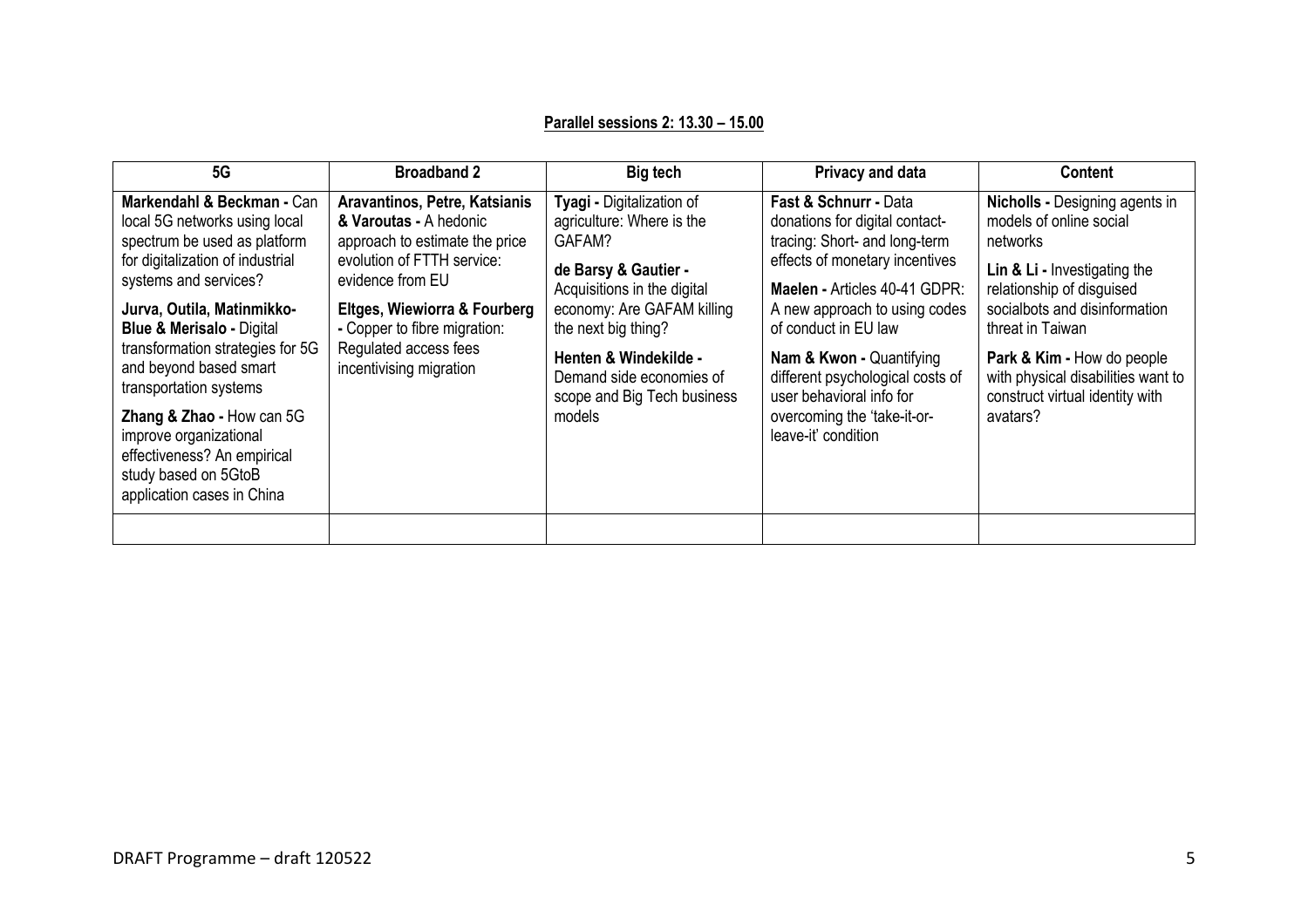## Parallel sessions 2: 13.30 – 15.00

| 5G | Broadband 2 | Big tech | Privacy and data | Content |
|---|---|---|---|---|
| **Markendahl & Beckman -** Can local 5G networks using local spectrum be used as platform for digitalization of industrial systems and services?<br><br>**Jurva, Outila, Matinmikko-Blue & Merisalo -** Digital transformation strategies for 5G and beyond based smart transportation systems<br><br>**Zhang & Zhao -** How can 5G improve organizational effectiveness? An empirical study based on 5GtoB application cases in China | **Aravantinos, Petre, Katsianis & Varoutas -** A hedonic approach to estimate the price evolution of FTTH service: evidence from EU<br><br>**Eltges, Wiewiorra & Fourberg -** Copper to fibre migration: Regulated access fees incentivising migration | **Tyagi -** Digitalization of agriculture: Where is the GAFAM?<br><br>**de Barsy & Gautier -** Acquisitions in the digital economy: Are GAFAM killing the next big thing?<br><br>**Henten & Windekilde -** Demand side economies of scope and Big Tech business models | **Fast & Schnurr -** Data donations for digital contact-tracing: Short- and long-term effects of monetary incentives<br><br>**Maelen -** Articles 40-41 GDPR: A new approach to using codes of conduct in EU law<br><br>**Nam & Kwon -** Quantifying different psychological costs of user behavioral info for overcoming the 'take-it-or-leave-it' condition | **Nicholls -** Designing agents in models of online social networks<br><br>**Lin & Li -** Investigating the relationship of disguised socialbots and disinformation threat in Taiwan<br><br>**Park & Kim -** How do people with physical disabilities want to construct virtual identity with avatars? |
| | | | | |

DRAFT Programme – draft 120522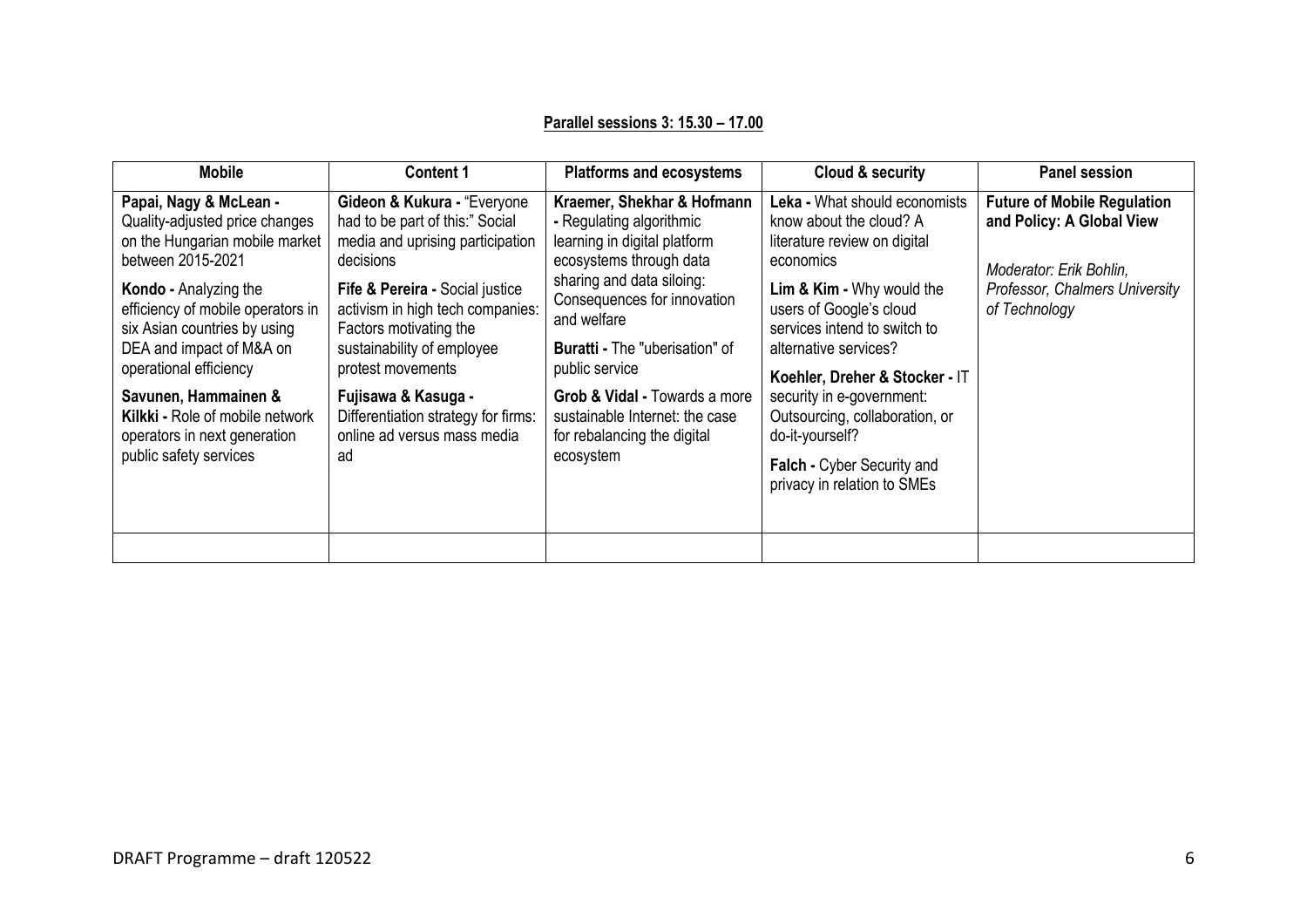## Parallel sessions 3: 15.30 – 17.00

| Mobile | Content 1 | Platforms and ecosystems | Cloud & security | Panel session |
|---|---|---|---|---|
| **Papai, Nagy & McLean -** Quality-adjusted price changes on the Hungarian mobile market between 2015-2021<br><br>**Kondo -** Analyzing the efficiency of mobile operators in six Asian countries by using DEA and impact of M&A on operational efficiency<br><br>**Savunen, Hammainen & Kilkki -** Role of mobile network operators in next generation public safety services | **Gideon & Kukura -** "Everyone had to be part of this:" Social media and uprising participation decisions<br><br>**Fife & Pereira -** Social justice activism in high tech companies: Factors motivating the sustainability of employee protest movements<br><br>**Fujisawa & Kasuga -** Differentiation strategy for firms: online ad versus mass media ad | **Kraemer, Shekhar & Hofmann -** Regulating algorithmic learning in digital platform ecosystems through data sharing and data siloing: Consequences for innovation and welfare<br><br>**Buratti -** The "uberisation" of public service<br><br>**Grob & Vidal -** Towards a more sustainable Internet: the case for rebalancing the digital ecosystem | **Leka -** What should economists know about the cloud? A literature review on digital economics<br><br>**Lim & Kim -** Why would the users of Google's cloud services intend to switch to alternative services?<br><br>**Koehler, Dreher & Stocker -** IT security in e-government: Outsourcing, collaboration, or do-it-yourself?<br><br>**Falch -** Cyber Security and privacy in relation to SMEs | **Future of Mobile Regulation and Policy: A Global View**<br><br>*Moderator: Erik Bohlin, Professor, Chalmers University of Technology* |
| | | | | |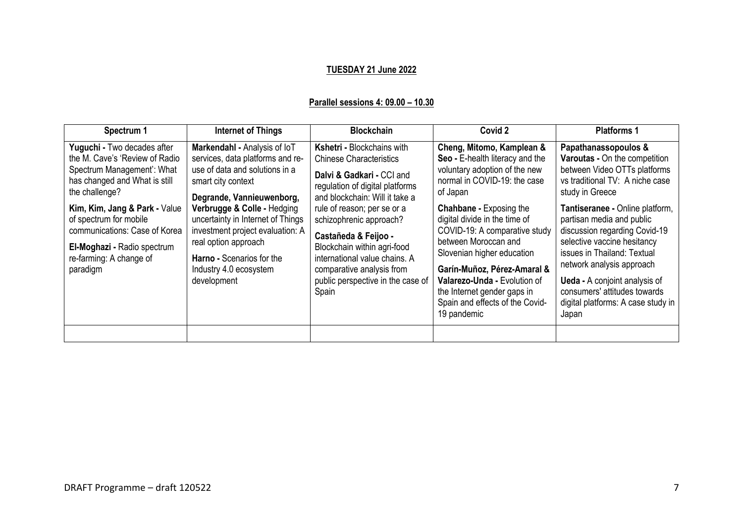**TUESDAY 21 June 2022**

**Parallel sessions 4: 09.00 – 10.30**

| Spectrum 1 | Internet of Things | Blockchain | Covid 2 | Platforms 1 |
|---|---|---|---|---|
| **Yuguchi -** Two decades after the M. Cave's 'Review of Radio Spectrum Management': What has changed and What is still the challenge?<br><br>**Kim, Kim, Jang & Park -** Value of spectrum for mobile communications: Case of Korea<br><br>**El-Moghazi -** Radio spectrum re-farming: A change of paradigm | **Markendahl -** Analysis of IoT services, data platforms and re-use of data and solutions in a smart city context<br><br>**Degrande, Vannieuwenborg, Verbrugge & Colle -** Hedging uncertainty in Internet of Things investment project evaluation: A real option approach<br><br>**Harno -** Scenarios for the Industry 4.0 ecosystem development | **Kshetri -** Blockchains with Chinese Characteristics<br><br>**Dalvi & Gadkari -** CCI and regulation of digital platforms and blockchain: Will it take a rule of reason; per se or a schizophrenic approach?<br><br>**Castañeda & Feijoo -** Blockchain within agri-food international value chains. A comparative analysis from public perspective in the case of Spain | **Cheng, Mitomo, Kamplean & Seo -** E-health literacy and the voluntary adoption of the new normal in COVID-19: the case of Japan<br><br>**Chahbane -** Exposing the digital divide in the time of COVID-19: A comparative study between Moroccan and Slovenian higher education<br><br>**Garín-Muñoz, Pérez-Amaral & Valarezo-Unda -** Evolution of the Internet gender gaps in Spain and effects of the Covid-19 pandemic | **Papathanassopoulos & Varoutas -** On the competition between Video OTTs platforms vs traditional TV: A niche case study in Greece<br><br>**Tantiseranee -** Online platform, partisan media and public discussion regarding Covid-19 selective vaccine hesitancy issues in Thailand: Textual network analysis approach<br><br>**Ueda -** A conjoint analysis of consumers' attitudes towards digital platforms: A case study in Japan |
| | | | | |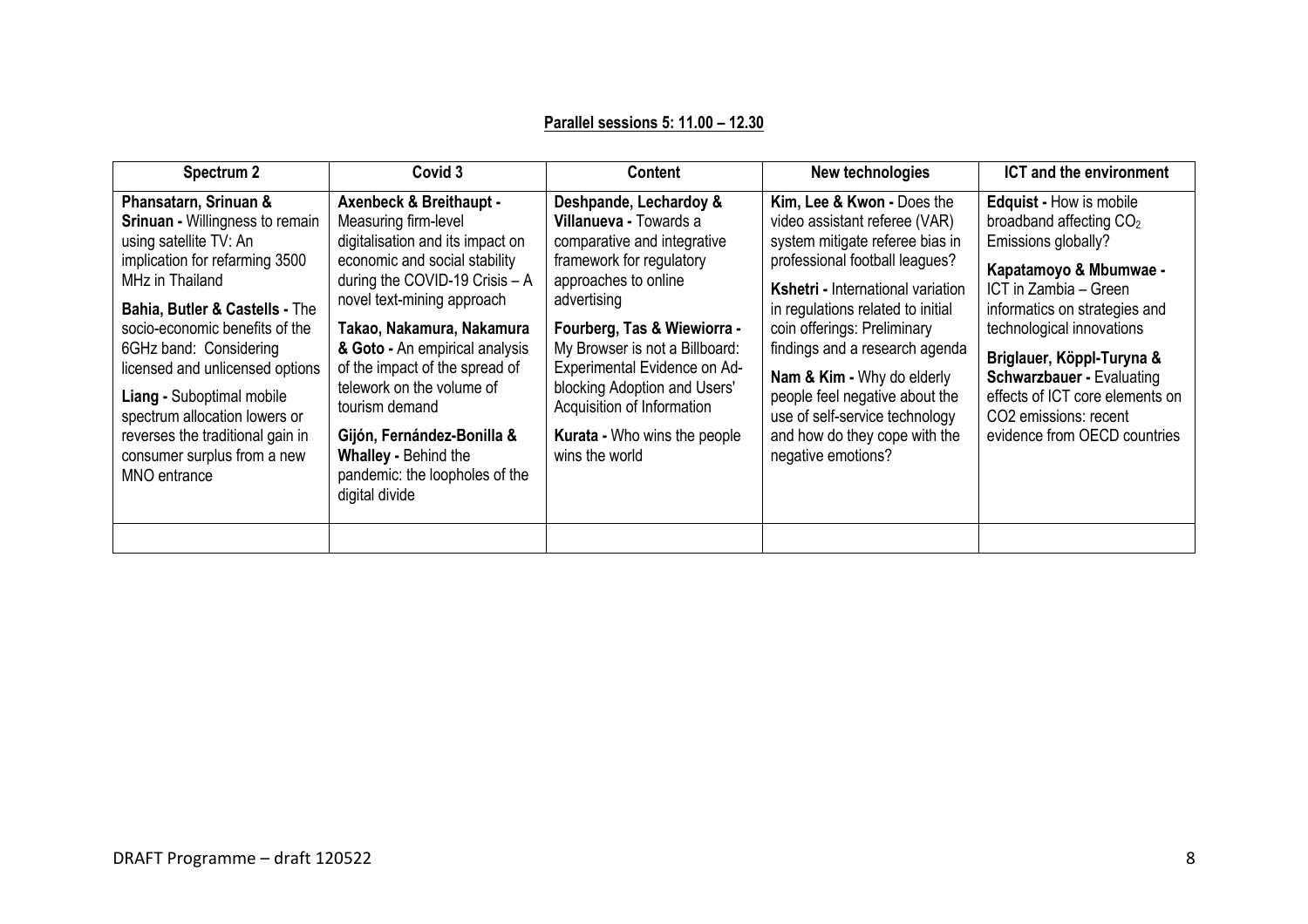**Parallel sessions 5: 11.00 – 12.30**

| Spectrum 2 | Covid 3 | Content | New technologies | ICT and the environment |
|---|---|---|---|---|
| **Phansatarn, Srinuan & Srinuan -** Willingness to remain using satellite TV: An implication for refarming 3500 MHz in Thailand<br><br>**Bahia, Butler & Castells -** The socio-economic benefits of the 6GHz band: Considering licensed and unlicensed options<br><br>**Liang -** Suboptimal mobile spectrum allocation lowers or reverses the traditional gain in consumer surplus from a new MNO entrance | **Axenbeck & Breithaupt -** Measuring firm-level digitalisation and its impact on economic and social stability during the COVID-19 Crisis – A novel text-mining approach<br><br>**Takao, Nakamura, Nakamura & Goto -** An empirical analysis of the impact of the spread of telework on the volume of tourism demand<br><br>**Gijón, Fernández-Bonilla & Whalley -** Behind the pandemic: the loopholes of the digital divide | **Deshpande, Lechardoy & Villanueva -** Towards a comparative and integrative framework for regulatory approaches to online advertising<br><br>**Fourberg, Tas & Wiewiorra -** My Browser is not a Billboard: Experimental Evidence on Ad-blocking Adoption and Users' Acquisition of Information<br><br>**Kurata -** Who wins the people wins the world | **Kim, Lee & Kwon -** Does the video assistant referee (VAR) system mitigate referee bias in professional football leagues?<br><br>**Kshetri -** International variation in regulations related to initial coin offerings: Preliminary findings and a research agenda<br><br>**Nam & Kim -** Why do elderly people feel negative about the use of self-service technology and how do they cope with the negative emotions? | **Edquist -** How is mobile broadband affecting $CO_2$ Emissions globally?<br><br>**Kapatamoyo & Mbumwae -** ICT in Zambia – Green informatics on strategies and technological innovations<br><br>**Briglauer, Köppl-Turyna & Schwarzbauer -** Evaluating effects of ICT core elements on $CO_2$ emissions: recent evidence from OECD countries |
| | | | | |

DRAFT Programme – draft 120522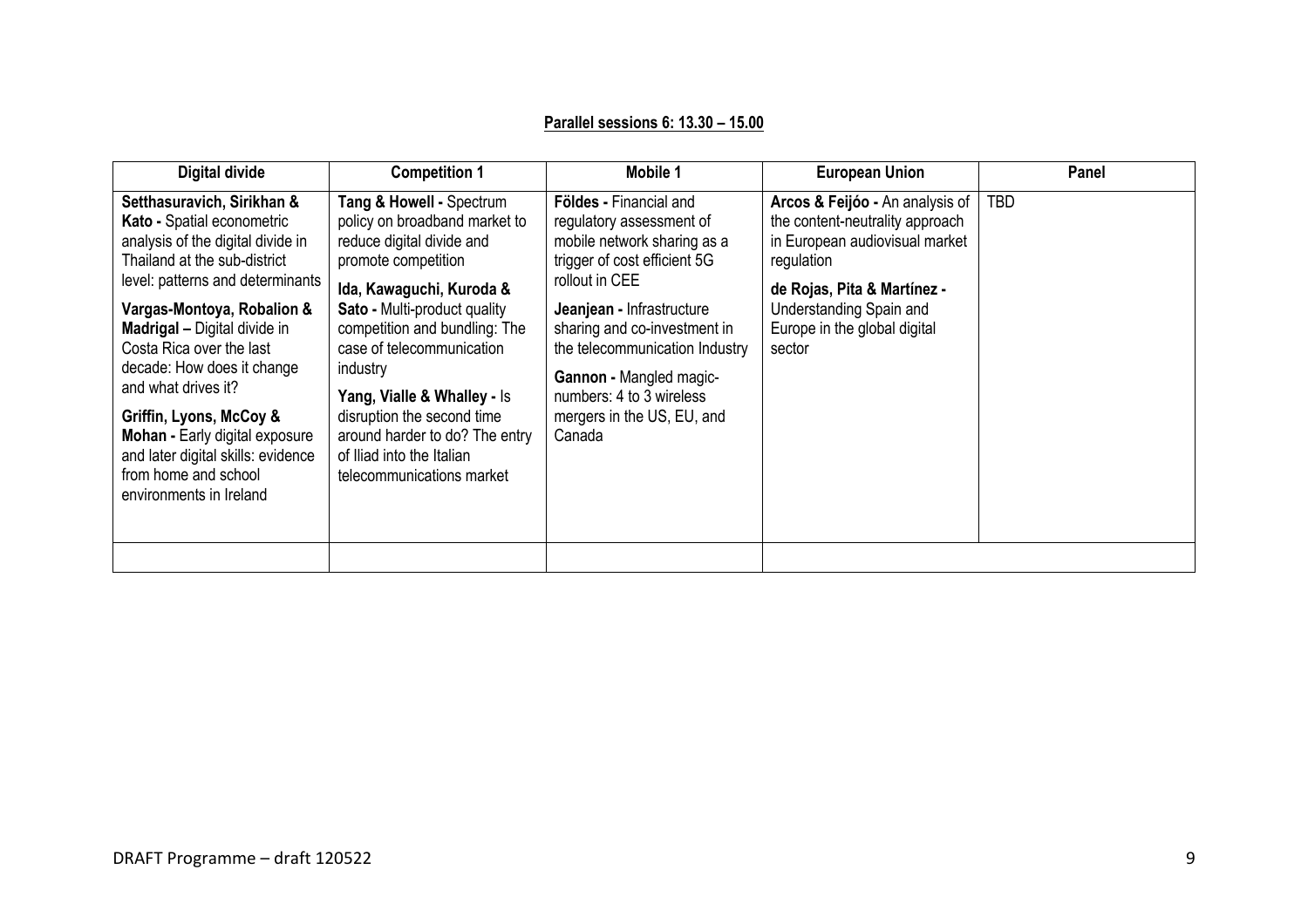**Parallel sessions 6: 13.30 – 15.00**

| Digital divide | Competition 1 | Mobile 1 | European Union | Panel |
|---|---|---|---|---|
| **Setthasuravich, Sirikhan & Kato -** Spatial econometric analysis of the digital divide in Thailand at the sub-district level: patterns and determinants<br><br>**Vargas-Montoya, Robalion & Madrigal –** Digital divide in Costa Rica over the last decade: How does it change and what drives it?<br><br>**Griffin, Lyons, McCoy & Mohan -** Early digital exposure and later digital skills: evidence from home and school environments in Ireland | **Tang & Howell -** Spectrum policy on broadband market to reduce digital divide and promote competition<br><br>**Ida, Kawaguchi, Kuroda & Sato -** Multi-product quality competition and bundling: The case of telecommunication industry<br><br>**Yang, Vialle & Whalley -** Is disruption the second time around harder to do? The entry of Iliad into the Italian telecommunications market | **Földes -** Financial and regulatory assessment of mobile network sharing as a trigger of cost efficient 5G rollout in CEE<br><br>**Jeanjean -** Infrastructure sharing and co-investment in the telecommunication Industry<br><br>**Gannon -** Mangled magic-numbers: 4 to 3 wireless mergers in the US, EU, and Canada | **Arcos & Feijóo -** An analysis of the content-neutrality approach in European audiovisual market regulation<br><br>**de Rojas, Pita & Martínez -** Understanding Spain and Europe in the global digital sector | TBD |
| | | | | |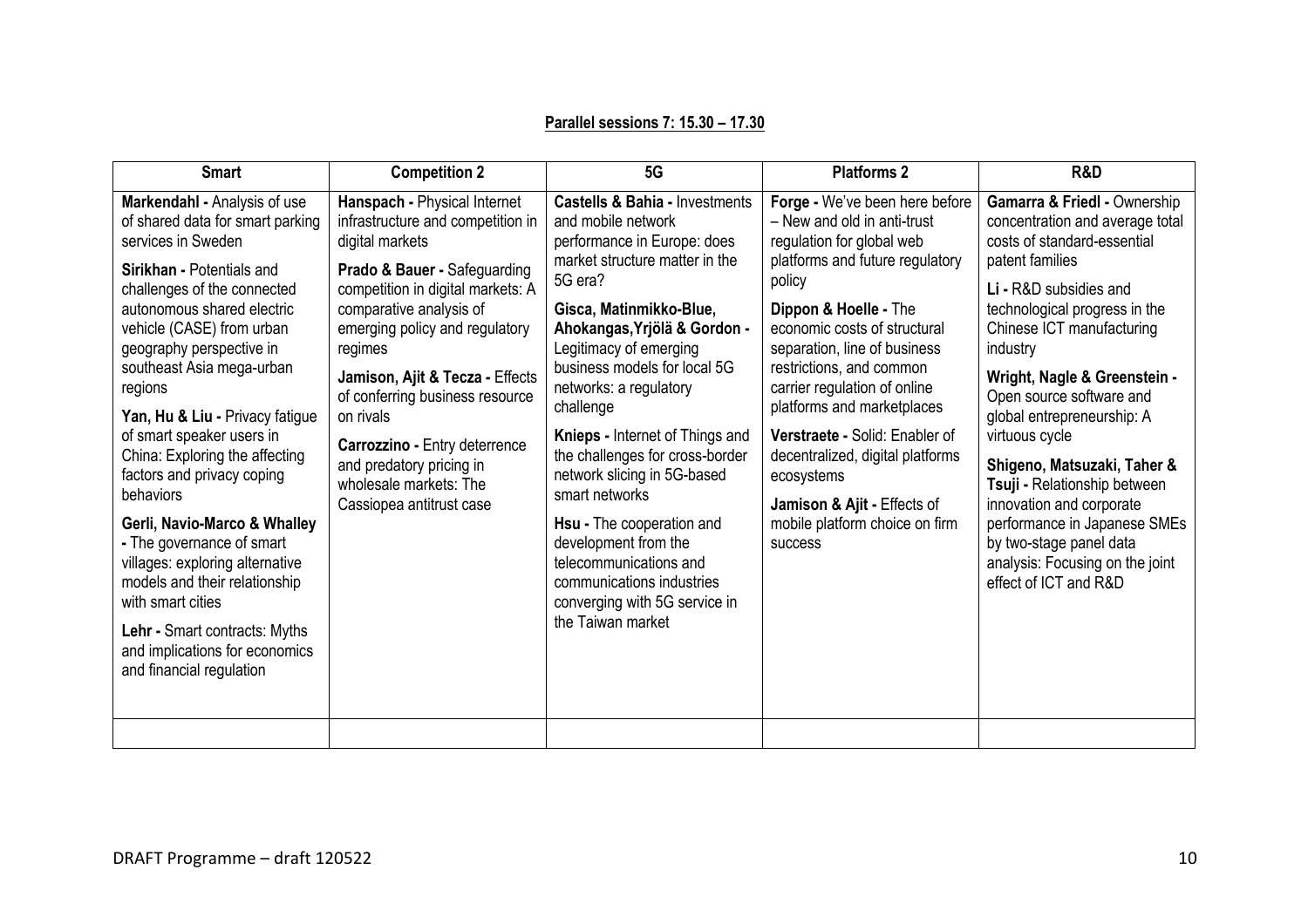**Parallel sessions 7: 15.30 – 17.30**

| Smart | Competition 2 | 5G | Platforms 2 | R&D |
|---|---|---|---|---|
| **Markendahl -** Analysis of use of shared data for smart parking services in Sweden<br><br>**Sirikhan -** Potentials and challenges of the connected autonomous shared electric vehicle (CASE) from urban geography perspective in southeast Asia mega-urban regions<br><br>**Yan, Hu & Liu -** Privacy fatigue of smart speaker users in China: Exploring the affecting factors and privacy coping behaviors<br><br>**Gerli, Navio-Marco & Whalley -** The governance of smart villages: exploring alternative models and their relationship with smart cities<br><br>**Lehr -** Smart contracts: Myths and implications for economics and financial regulation | **Hanspach -** Physical Internet infrastructure and competition in digital markets<br><br>**Prado & Bauer -** Safeguarding competition in digital markets: A comparative analysis of emerging policy and regulatory regimes<br><br>**Jamison, Ajit & Tecza -** Effects of conferring business resource on rivals<br><br>**Carrozzino -** Entry deterrence and predatory pricing in wholesale markets: The Cassiopea antitrust case | **Castells & Bahia -** Investments and mobile network performance in Europe: does market structure matter in the 5G era?<br><br>**Gisca, Matinmikko-Blue, Ahokangas,Yrjölä & Gordon -** Legitimacy of emerging business models for local 5G networks: a regulatory challenge<br><br>**Knieps -** Internet of Things and the challenges for cross-border network slicing in 5G-based smart networks<br><br>**Hsu -** The cooperation and development from the telecommunications and communications industries converging with 5G service in the Taiwan market | **Forge -** We've been here before – New and old in anti-trust regulation for global web platforms and future regulatory policy<br><br>**Dippon & Hoelle -** The economic costs of structural separation, line of business restrictions, and common carrier regulation of online platforms and marketplaces<br><br>**Verstraete -** Solid: Enabler of decentralized, digital platforms ecosystems<br><br>**Jamison & Ajit -** Effects of mobile platform choice on firm success | **Gamarra & Friedl -** Ownership concentration and average total costs of standard-essential patent families<br><br>**Li -** R&D subsidies and technological progress in the Chinese ICT manufacturing industry<br><br>**Wright, Nagle & Greenstein -** Open source software and global entrepreneurship: A virtuous cycle<br><br>**Shigeno, Matsuzaki, Taher & Tsuji -** Relationship between innovation and corporate performance in Japanese SMEs by two-stage panel data analysis: Focusing on the joint effect of ICT and R&D |
| | | | | |

DRAFT Programme – draft 120522